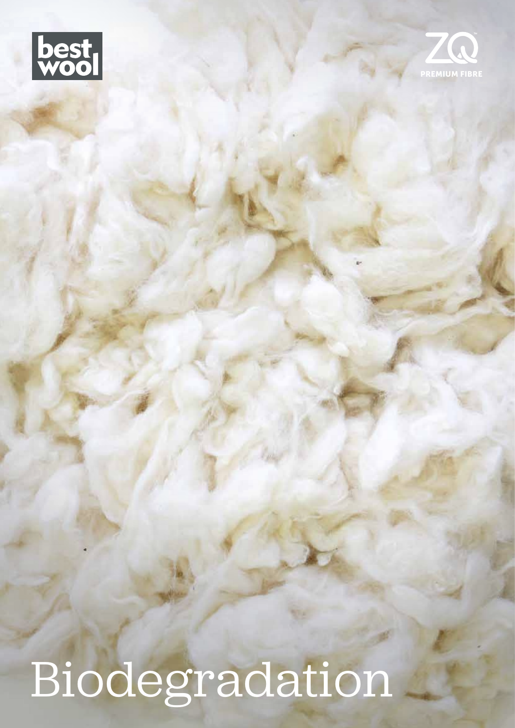best wool

ZQ PREMIUM FIBRE

# Biodegradation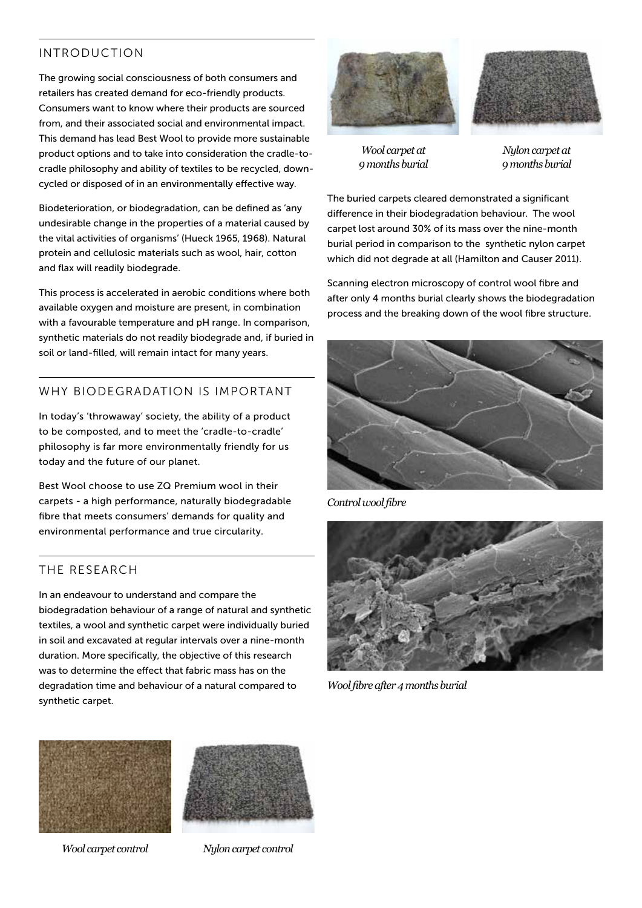## INTRODUCTION

The growing social consciousness of both consumers and retailers has created demand for eco-friendly products. Consumers want to know where their products are sourced from, and their associated social and environmental impact. This demand has lead Best Wool to provide more sustainable product options and to take into consideration the cradle-to-cradle philosophy and ability of textiles to be recycled, down-cycled or disposed of in an environmentally effective way.

Biodeterioration, or biodegradation, can be defined as 'any undesirable change in the properties of a material caused by the vital activities of organisms' (Hueck 1965, 1968). Natural protein and cellulosic materials such as wool, hair, cotton and flax will readily biodegrade.

This process is accelerated in aerobic conditions where both available oxygen and moisture are present, in combination with a favourable temperature and pH range. In comparison, synthetic materials do not readily biodegrade and, if buried in soil or land-filled, will remain intact for many years.

## WHY BIODEGRADATION IS IMPORTANT

In today's 'throwaway' society, the ability of a product to be composted, and to meet the 'cradle-to-cradle' philosophy is far more environmentally friendly for us today and the future of our planet.

Best Wool choose to use ZQ Premium wool in their carpets - a high performance, naturally biodegradable fibre that meets consumers' demands for quality and environmental performance and true circularity.

## THE RESEARCH

In an endeavour to understand and compare the biodegradation behaviour of a range of natural and synthetic textiles, a wool and synthetic carpet were individually buried in soil and excavated at regular intervals over a nine-month duration. More specifically, the objective of this research was to determine the effect that fabric mass has on the degradation time and behaviour of a natural compared to synthetic carpet.

*Wool carpet control*

*Nylon carpet control*

*Wool carpet at 9 months burial*

*Nylon carpet at 9 months burial*

The buried carpets cleared demonstrated a significant difference in their biodegradation behaviour. The wool carpet lost around 30% of its mass over the nine-month burial period in comparison to the synthetic nylon carpet which did not degrade at all (Hamilton and Causer 2011).

Scanning electron microscopy of control wool fibre and after only 4 months burial clearly shows the biodegradation process and the breaking down of the wool fibre structure.

*Control wool fibre*

*Wool fibre after 4 months burial*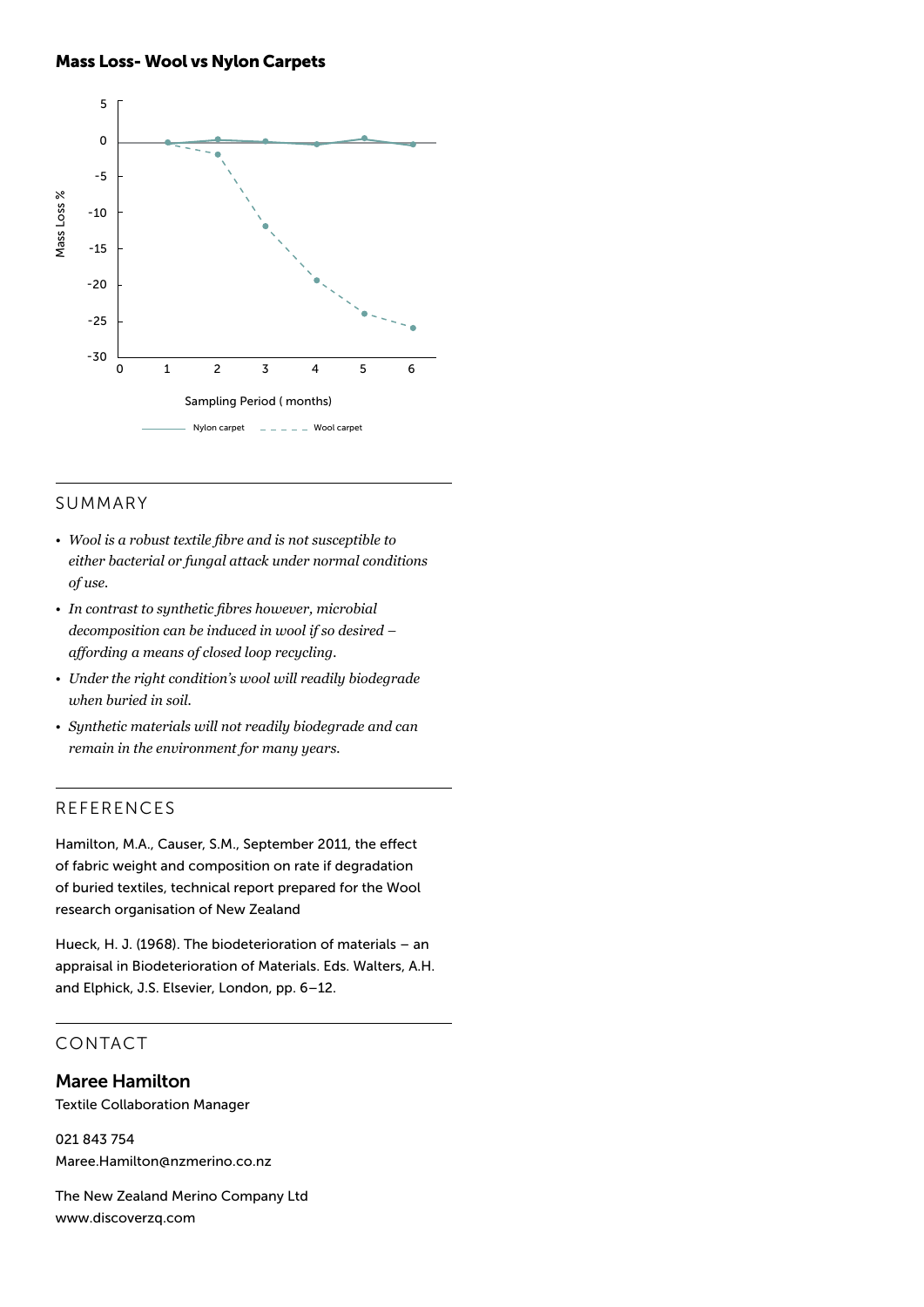## Mass Loss- Wool vs Nylon Carpets

5
0
-5
-10
-15
-20
-25
-30

Mass Loss %

0 1 2 3 4 5 6

Sampling Period ( months)

Nylon carpet
Wool carpet

## SUMMARY

- *Wool is a robust textile fibre and is not susceptible to either bacterial or fungal attack under normal conditions of use.*
- *In contrast to synthetic fibres however, microbial decomposition can be induced in wool if so desired – affording a means of closed loop recycling.*
- *Under the right condition's wool will readily biodegrade when buried in soil.*
- *Synthetic materials will not readily biodegrade and can remain in the environment for many years.*

## REFERENCES

Hamilton, M.A., Causer, S.M., September 2011, the effect of fabric weight and composition on rate if degradation of buried textiles, technical report prepared for the Wool research organisation of New Zealand

Hueck, H. J. (1968). The biodeterioration of materials – an appraisal in Biodeterioration of Materials. Eds. Walters, A.H. and Elphick, J.S. Elsevier, London, pp. 6–12.

## CONTACT

### Maree Hamilton

Textile Collaboration Manager

021 843 754
Maree.Hamilton@nzmerino.co.nz

The New Zealand Merino Company Ltd
www.discoverzq.com